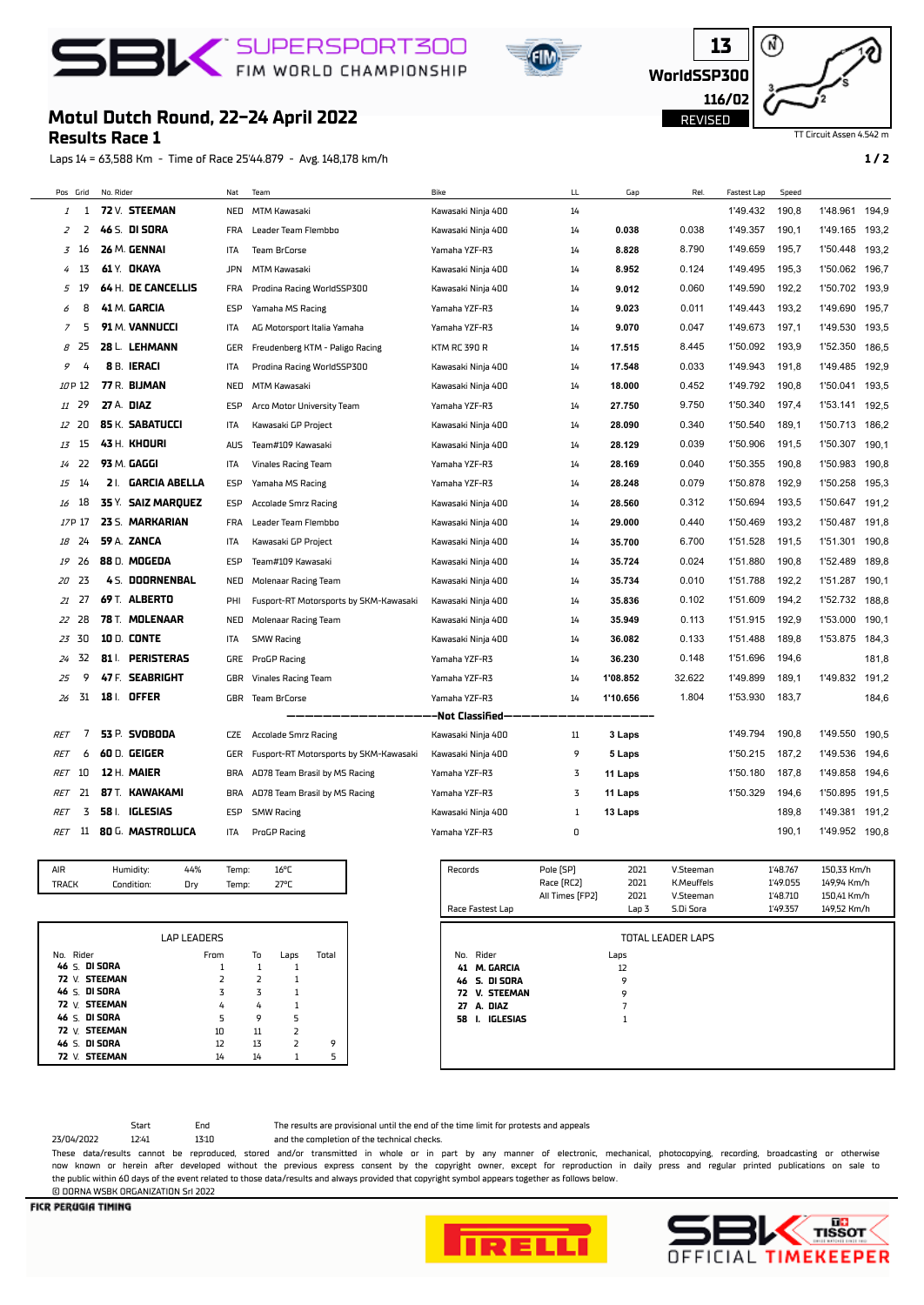# SBK SUPERSPORT300 FIM WORLD CHAMPIONSHIP

13
WorldSSP300
116/02
REVISED

## Motul Dutch Round, 22-24 April 2022
## Results Race 1

TT Circuit Assen 4.542 m

Laps 14 = 63,588 Km - Time of Race 25'44.879 - Avg. 148,178 km/h

| Pos | Grid | No. Rider | Nat | Team | Bike | LL | Gap | Rel. | Fastest Lap | Speed | | |
|---|---|---|---|---|---|---|---|---|---|---|---|---|
| 1 | 1 | **72** V. **STEEMAN** | NED | MTM Kawasaki | Kawasaki Ninja 400 | 14 | | | 1'49.432 | 190,8 | 1'48.961 | 194,9 |
| 2 | 2 | **46** S. **DI SORA** | FRA | Leader Team Flembbo | Kawasaki Ninja 400 | 14 | **0.038** | 0.038 | 1'49.357 | 190,1 | 1'49.165 | 193,2 |
| 3 | 16 | **26** M. **GENNAI** | ITA | Team BrCorse | Yamaha YZF-R3 | 14 | **8.828** | 8.790 | 1'49.659 | 195,7 | 1'50.448 | 193,2 |
| 4 | 13 | **61** Y. **OKAYA** | JPN | MTM Kawasaki | Kawasaki Ninja 400 | 14 | **8.952** | 0.124 | 1'49.495 | 195,3 | 1'50.062 | 196,7 |
| 5 | 19 | **64** H. **DE CANCELLIS** | FRA | Prodina Racing WorldSSP300 | Kawasaki Ninja 400 | 14 | **9.012** | 0.060 | 1'49.590 | 192,2 | 1'50.702 | 193,9 |
| 6 | 8 | **41** M. **GARCIA** | ESP | Yamaha MS Racing | Yamaha YZF-R3 | 14 | **9.023** | 0.011 | 1'49.443 | 193,2 | 1'49.690 | 195,7 |
| 7 | 5 | **91** M. **VANNUCCI** | ITA | AG Motorsport Italia Yamaha | Yamaha YZF-R3 | 14 | **9.070** | 0.047 | 1'49.673 | 197,1 | 1'49.530 | 193,5 |
| 8 | 25 | **28** L. **LEHMANN** | GER | Freudenberg KTM - Paligo Racing | KTM RC 390 R | 14 | **17.515** | 8.445 | 1'50.092 | 193,9 | 1'52.350 | 186,5 |
| 9 | 4 | **8** B. **IERACI** | ITA | Prodina Racing WorldSSP300 | Kawasaki Ninja 400 | 14 | **17.548** | 0.033 | 1'49.943 | 191,8 | 1'49.485 | 192,9 |
| 10 P | 12 | **77** R. **BIJMAN** | NED | MTM Kawasaki | Kawasaki Ninja 400 | 14 | **18.000** | 0.452 | 1'49.792 | 190,8 | 1'50.041 | 193,5 |
| 11 | 29 | **27** A. **DIAZ** | ESP | Arco Motor University Team | Yamaha YZF-R3 | 14 | **27.750** | 9.750 | 1'50.340 | 197,4 | 1'53.141 | 192,5 |
| 12 | 20 | **85** K. **SABATUCCI** | ITA | Kawasaki GP Project | Kawasaki Ninja 400 | 14 | **28.090** | 0.340 | 1'50.540 | 189,1 | 1'50.713 | 186,2 |
| 13 | 15 | **43** H. **KHOURI** | AUS | Team#109 Kawasaki | Kawasaki Ninja 400 | 14 | **28.129** | 0.039 | 1'50.906 | 191,5 | 1'50.307 | 190,1 |
| 14 | 22 | **93** M. **GAGGI** | ITA | Vinales Racing Team | Yamaha YZF-R3 | 14 | **28.169** | 0.040 | 1'50.355 | 190,8 | 1'50.983 | 190,8 |
| 15 | 14 | **2** I. **GARCIA ABELLA** | ESP | Yamaha MS Racing | Yamaha YZF-R3 | 14 | **28.248** | 0.079 | 1'50.878 | 192,9 | 1'50.258 | 195,3 |
| 16 | 18 | **35** Y. **SAIZ MARQUEZ** | ESP | Accolade Smrz Racing | Kawasaki Ninja 400 | 14 | **28.560** | 0.312 | 1'50.694 | 193,5 | 1'50.647 | 191,2 |
| 17 P | 17 | **23** S. **MARKARIAN** | FRA | Leader Team Flembbo | Kawasaki Ninja 400 | 14 | **29.000** | 0.440 | 1'50.469 | 193,2 | 1'50.487 | 191,8 |
| 18 | 24 | **59** A. **ZANCA** | ITA | Kawasaki GP Project | Kawasaki Ninja 400 | 14 | **35.700** | 6.700 | 1'51.528 | 191,5 | 1'51.301 | 190,8 |
| 19 | 26 | **88** D. **MOGEDA** | ESP | Team#109 Kawasaki | Kawasaki Ninja 400 | 14 | **35.724** | 0.024 | 1'51.880 | 190,8 | 1'52.489 | 189,8 |
| 20 | 23 | **4** S. **DOORNENBAL** | NED | Molenaar Racing Team | Kawasaki Ninja 400 | 14 | **35.734** | 0.010 | 1'51.788 | 192,2 | 1'51.287 | 190,1 |
| 21 | 27 | **69** T. **ALBERTO** | PHI | Fusport-RT Motorsports by SKM-Kawasaki | Kawasaki Ninja 400 | 14 | **35.836** | 0.102 | 1'51.609 | 194,2 | 1'52.732 | 188,8 |
| 22 | 28 | **78** T. **MOLENAAR** | NED | Molenaar Racing Team | Kawasaki Ninja 400 | 14 | **35.949** | 0.113 | 1'51.915 | 192,9 | 1'53.000 | 190,1 |
| 23 | 30 | **10** D. **CONTE** | ITA | SMW Racing | Kawasaki Ninja 400 | 14 | **36.082** | 0.133 | 1'51.488 | 189,8 | 1'53.875 | 184,3 |
| 24 | 32 | **81** I. **PERISTERAS** | GRE | ProGP Racing | Yamaha YZF-R3 | 14 | **36.230** | 0.148 | 1'51.696 | 194,6 | | 181,8 |
| 25 | 9 | **47** F. **SEABRIGHT** | GBR | Vinales Racing Team | Yamaha YZF-R3 | 14 | **1'08.852** | 32.622 | 1'49.899 | 189,1 | 1'49.832 | 191,2 |
| 26 | 31 | **18** I. **OFFER** | GBR | Team BrCorse | Yamaha YZF-R3 | 14 | **1'10.656** | 1.804 | 1'53.930 | 183,7 | | 184,6 |
| | | | | | **Not Classified** | | | | | | | |
| RET | 7 | **53** P. **SVOBODA** | CZE | Accolade Smrz Racing | Kawasaki Ninja 400 | 11 | **3 Laps** | | 1'49.794 | 190,8 | 1'49.550 | 190,5 |
| RET | 6 | **60** D. **GEIGER** | GER | Fusport-RT Motorsports by SKM-Kawasaki | Kawasaki Ninja 400 | 9 | **5 Laps** | | 1'50.215 | 187,2 | 1'49.536 | 194,6 |
| RET | 10 | **12** H. **MAIER** | BRA | AD78 Team Brasil by MS Racing | Yamaha YZF-R3 | 3 | **11 Laps** | | 1'50.180 | 187,8 | 1'49.858 | 194,6 |
| RET | 21 | **87** T. **KAWAKAMI** | BRA | AD78 Team Brasil by MS Racing | Yamaha YZF-R3 | 3 | **11 Laps** | | 1'50.329 | 194,6 | 1'50.895 | 191,5 |
| RET | 3 | **58** I. **IGLESIAS** | ESP | SMW Racing | Kawasaki Ninja 400 | 1 | **13 Laps** | | | 189,8 | 1'49.381 | 191,2 |
| RET | 11 | **80** G. **MASTROLUCA** | ITA | ProGP Racing | Yamaha YZF-R3 | 0 | | | | 190,1 | 1'49.952 | 190,8 |

| | | | | |
|---|---|---|---|---|
| AIR | Humidity: | 44% | Temp: | 16°C |
| TRACK | Condition: | Dry | Temp: | 27°C |

| Records | | | | | |
|---|---|---|---|---|---|
| | Pole [SP] | 2021 | V.Steeman | 1'48.767 | 150,33 Km/h |
| | Race [RC2] | 2021 | K.Meuffels | 1'49.055 | 149,94 Km/h |
| | All Times [FP2] | 2021 | V.Steeman | 1'48.710 | 150,41 Km/h |
| Race Fastest Lap | | Lap 3 | S.Di Sora | 1'49.357 | 149,52 Km/h |

**LAP LEADERS**

| No. Rider | From | To | Laps | Total |
|---|---|---|---|---|
| **46** S. **DI SORA** | 1 | 1 | 1 | |
| **72** V. **STEEMAN** | 2 | 2 | 1 | |
| **46** S. **DI SORA** | 3 | 3 | 1 | |
| **72** V. **STEEMAN** | 4 | 4 | 1 | |
| **46** S. **DI SORA** | 5 | 9 | 5 | |
| **72** V. **STEEMAN** | 10 | 11 | 2 | |
| **46** S. **DI SORA** | 12 | 13 | 2 | 9 |
| **72** V. **STEEMAN** | 14 | 14 | 1 | 5 |

**TOTAL LEADER LAPS**

| No. Rider | Laps |
|---|---|
| **41** **M. GARCIA** | 12 |
| **46** **S. DI SORA** | 9 |
| **72** **V. STEEMAN** | 9 |
| **27** **A. DIAZ** | 7 |
| **58** **I. IGLESIAS** | 1 |

| | Start | End |
|---|---|---|
| 23/04/2022 | 12:41 | 13:10 |

The results are provisional until the end of the time limit for protests and appeals and the completion of the technical checks.

These data/results cannot be reproduced, stored and/or transmitted in whole or in part by any manner of electronic, mechanical, photocopying, recording, broadcasting or otherwise now known or herein after developed without the previous express consent by the copyright owner, except for reproduction in daily press and regular printed publications on sale to the public within 60 days of the event related to those data/results and always provided that copyright symbol appears together as follows below.

© DORNA WSBK ORGANIZATION Srl 2022

FICR PERUGIA TIMING

PIRELLI

SBK TISSOT OFFICIAL TIMEKEEPER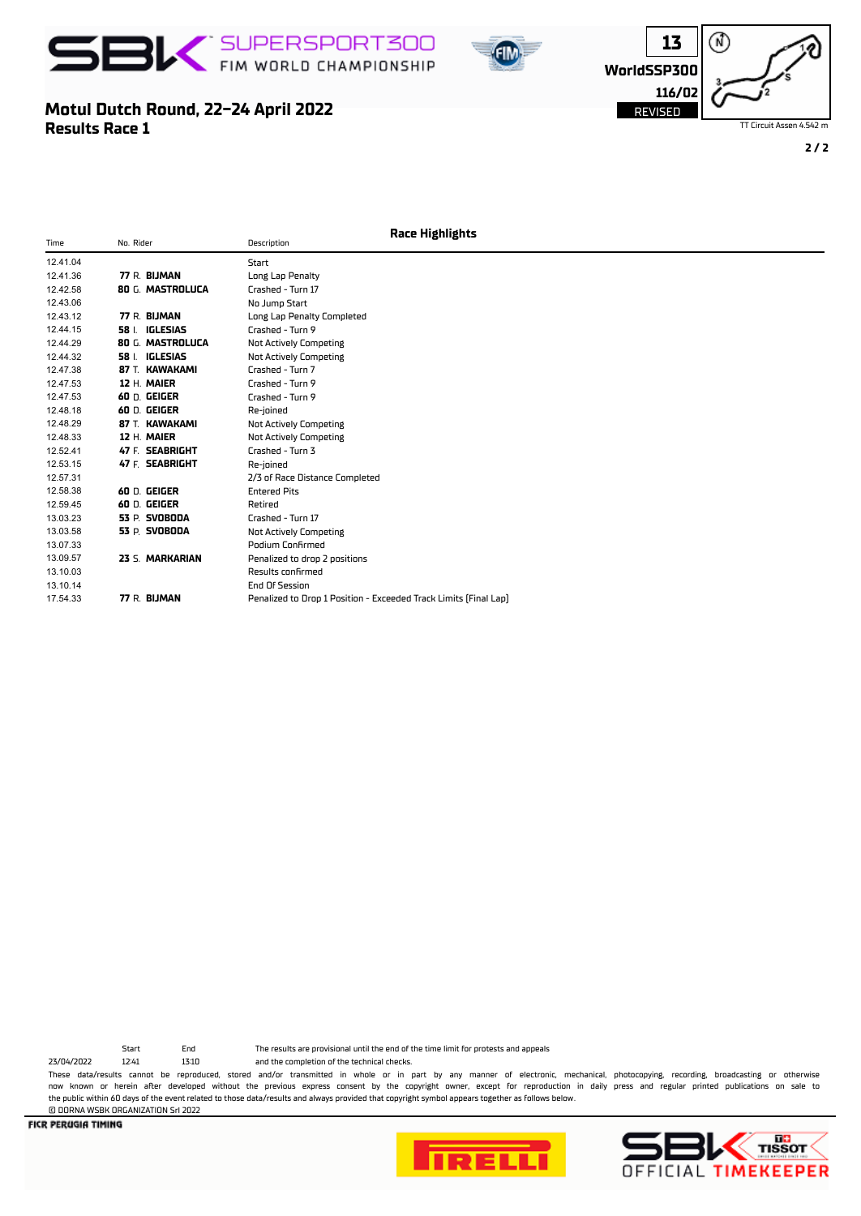# SUPERSPORT300 FIM WORLD CHAMPIONSHIP

## Motul Dutch Round, 22–24 April 2022
## Results Race 1

13
WorldSSP300
116/02
REVISED

TT Circuit Assen 4.542 m

### Race Highlights

| Time | No. Rider | Description |
|---|---|---|
| 12.41.04 | | Start |
| 12.41.36 | **77** R. **BIJMAN** | Long Lap Penalty |
| 12.42.58 | **80** G. **MASTROLUCA** | Crashed - Turn 17 |
| 12.43.06 | | No Jump Start |
| 12.43.12 | **77** R. **BIJMAN** | Long Lap Penalty Completed |
| 12.44.15 | **58** I. **IGLESIAS** | Crashed - Turn 9 |
| 12.44.29 | **80** G. **MASTROLUCA** | Not Actively Competing |
| 12.44.32 | **58** I. **IGLESIAS** | Not Actively Competing |
| 12.47.38 | **87** T. **KAWAKAMI** | Crashed - Turn 7 |
| 12.47.53 | **12** H. **MAIER** | Crashed - Turn 9 |
| 12.47.53 | **60** D. **GEIGER** | Crashed - Turn 9 |
| 12.48.18 | **60** D. **GEIGER** | Re-joined |
| 12.48.29 | **87** T. **KAWAKAMI** | Not Actively Competing |
| 12.48.33 | **12** H. **MAIER** | Not Actively Competing |
| 12.52.41 | **47** F. **SEABRIGHT** | Crashed - Turn 3 |
| 12.53.15 | **47** F. **SEABRIGHT** | Re-joined |
| 12.57.31 | | 2/3 of Race Distance Completed |
| 12.58.38 | **60** D. **GEIGER** | Entered Pits |
| 12.59.45 | **60** D. **GEIGER** | Retired |
| 13.03.23 | **53** P. **SVOBODA** | Crashed - Turn 17 |
| 13.03.58 | **53** P. **SVOBODA** | Not Actively Competing |
| 13.07.33 | | Podium Confirmed |
| 13.09.57 | **23** S. **MARKARIAN** | Penalized to drop 2 positions |
| 13.10.03 | | Results confirmed |
| 13.10.14 | | End Of Session |
| 17.54.33 | **77** R. **BIJMAN** | Penalized to Drop 1 Position - Exceeded Track Limits (Final Lap) |

| | Start | End |
|---|---|---|
| 23/04/2022 | 12:41 | 13:10 |

The results are provisional until the end of the time limit for protests and appeals and the completion of the technical checks.

These data/results cannot be reproduced, stored and/or transmitted in whole or in part by any manner of electronic, mechanical, photocopying, recording, broadcasting or otherwise now known or herein after developed without the previous express consent by the copyright owner, except for reproduction in daily press and regular printed publications on sale to the public within 60 days of the event related to those data/results and always provided that copyright symbol appears together as follows below.
© DORNA WSBK ORGANIZATION Srl 2022

FICR PERUGIA TIMING

OFFICIAL TIMEKEEPER